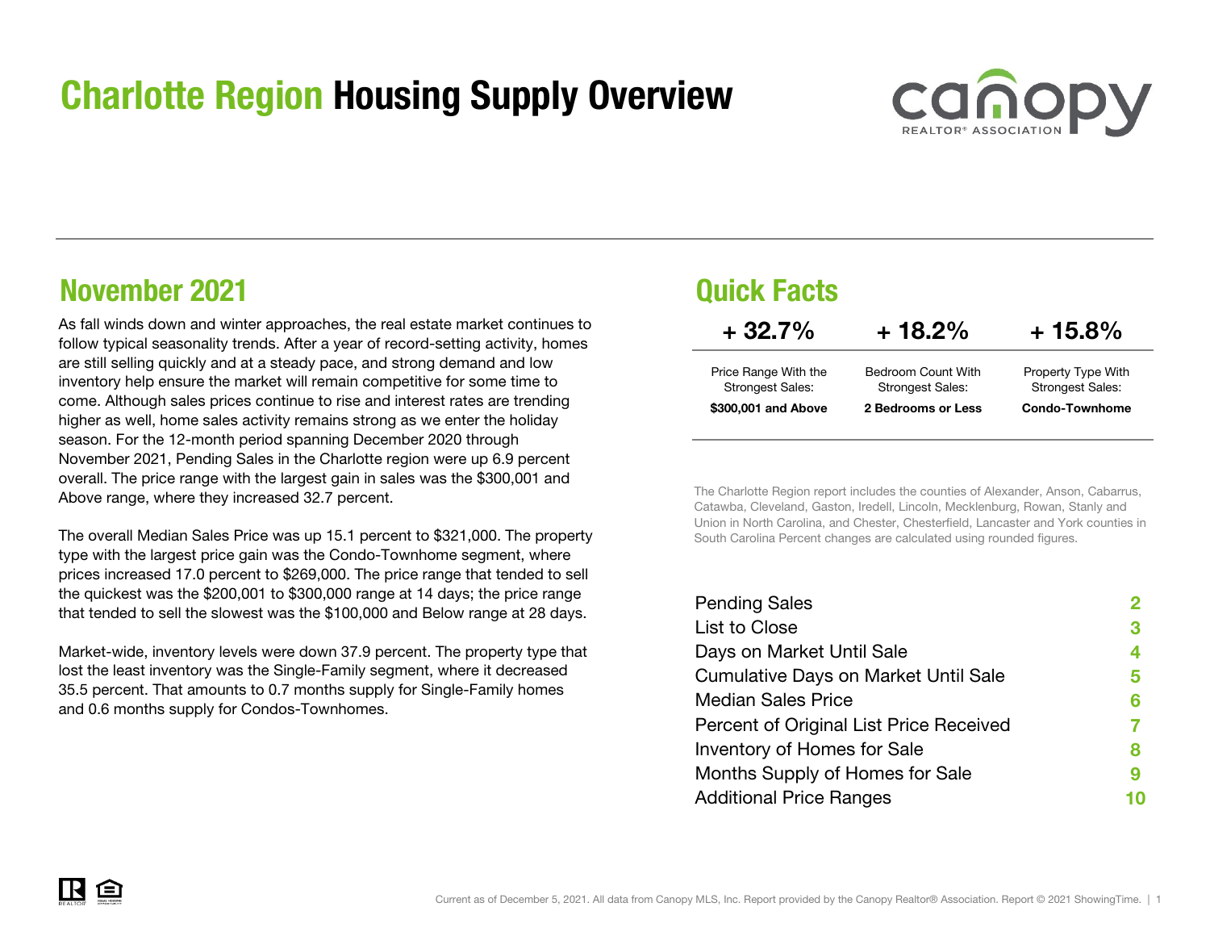# Charlotte Region Housing Supply Overview

## November 2021

As fall winds down and winter approaches, the real estate market continues to follow typical seasonality trends. After a year of record-setting activity, homes are still selling quickly and at a steady pace, and strong demand and low inventory help ensure the market will remain competitive for some time to come. Although sales prices continue to rise and interest rates are trending higher as well, home sales activity remains strong as we enter the holiday season. For the 12-month period spanning December 2020 through November 2021, Pending Sales in the Charlotte region were up 6.9 percent overall. The price range with the largest gain in sales was the $300,001 and Above range, where they increased 32.7 percent.

The overall Median Sales Price was up 15.1 percent to $321,000. The property type with the largest price gain was the Condo-Townhome segment, where prices increased 17.0 percent to $269,000. The price range that tended to sell the quickest was the $200,001 to $300,000 range at 14 days; the price range that tended to sell the slowest was the $100,000 and Below range at 28 days.

Market-wide, inventory levels were down 37.9 percent. The property type that lost the least inventory was the Single-Family segment, where it decreased 35.5 percent. That amounts to 0.7 months supply for Single-Family homes and 0.6 months supply for Condos-Townhomes.

## Quick Facts

| + 32.7% | + 18.2% | + 15.8% |
|---|---|---|
| Price Range With the Strongest Sales: **$300,001 and Above** | Bedroom Count With Strongest Sales: **2 Bedrooms or Less** | Property Type With Strongest Sales: **Condo-Townhome** |

The Charlotte Region report includes the counties of Alexander, Anson, Cabarrus, Catawba, Cleveland, Gaston, Iredell, Lincoln, Mecklenburg, Rowan, Stanly and Union in North Carolina, and Chester, Chesterfield, Lancaster and York counties in South Carolina Percent changes are calculated using rounded figures.

| | |
|---|---|
| Pending Sales | 2 |
| List to Close | 3 |
| Days on Market Until Sale | 4 |
| Cumulative Days on Market Until Sale | 5 |
| Median Sales Price | 6 |
| Percent of Original List Price Received | 7 |
| Inventory of Homes for Sale | 8 |
| Months Supply of Homes for Sale | 9 |
| Additional Price Ranges | 10 |

Current as of December 5, 2021. All data from Canopy MLS, Inc. Report provided by the Canopy Realtor® Association. Report © 2021 ShowingTime.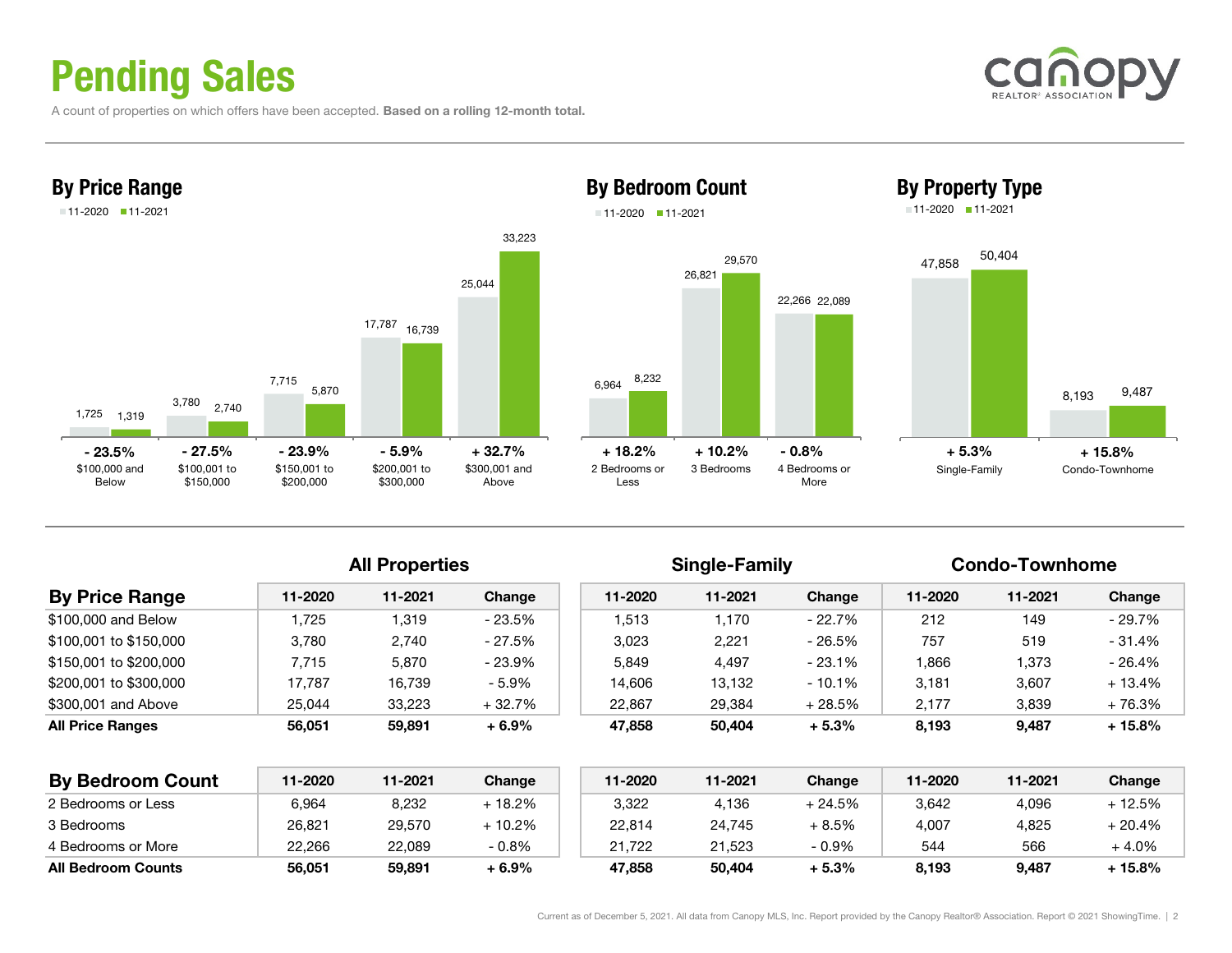# Pending Sales

A count of properties on which offers have been accepted. **Based on a rolling 12-month total.**

## By Price Range

| | 11-2020 | 11-2021 | Change |
|---|---|---|---|
| $100,000 and Below | 1,725 | 1,319 | - 23.5% |
| $100,001 to $150,000 | 3,780 | 2,740 | - 27.5% |
| $150,001 to $200,000 | 7,715 | 5,870 | - 23.9% |
| $200,001 to $300,000 | 17,787 | 16,739 | - 5.9% |
| $300,001 and Above | 25,044 | 33,223 | + 32.7% |

## By Bedroom Count

| | 11-2020 | 11-2021 | Change |
|---|---|---|---|
| 2 Bedrooms or Less | 6,964 | 8,232 | + 18.2% |
| 3 Bedrooms | 26,821 | 29,570 | + 10.2% |
| 4 Bedrooms or More | 22,266 | 22,089 | - 0.8% |

## By Property Type

| | 11-2020 | 11-2021 | Change |
|---|---|---|---|
| Single-Family | 47,858 | 50,404 | + 5.3% |
| Condo-Townhome | 8,193 | 9,487 | + 15.8% |

| | All Properties | | | Single-Family | | | Condo-Townhome | | |
|---|---|---|---|---|---|---|---|---|---|
| **By Price Range** | 11-2020 | 11-2021 | Change | 11-2020 | 11-2021 | Change | 11-2020 | 11-2021 | Change |
| $100,000 and Below | 1,725 | 1,319 | - 23.5% | 1,513 | 1,170 | - 22.7% | 212 | 149 | - 29.7% |
| $100,001 to $150,000 | 3,780 | 2,740 | - 27.5% | 3,023 | 2,221 | - 26.5% | 757 | 519 | - 31.4% |
| $150,001 to $200,000 | 7,715 | 5,870 | - 23.9% | 5,849 | 4,497 | - 23.1% | 1,866 | 1,373 | - 26.4% |
| $200,001 to $300,000 | 17,787 | 16,739 | - 5.9% | 14,606 | 13,132 | - 10.1% | 3,181 | 3,607 | + 13.4% |
| $300,001 and Above | 25,044 | 33,223 | + 32.7% | 22,867 | 29,384 | + 28.5% | 2,177 | 3,839 | + 76.3% |
| **All Price Ranges** | **56,051** | **59,891** | **+ 6.9%** | **47,858** | **50,404** | **+ 5.3%** | **8,193** | **9,487** | **+ 15.8%** |

| **By Bedroom Count** | 11-2020 | 11-2021 | Change | 11-2020 | 11-2021 | Change | 11-2020 | 11-2021 | Change |
|---|---|---|---|---|---|---|---|---|---|
| 2 Bedrooms or Less | 6,964 | 8,232 | + 18.2% | 3,322 | 4,136 | + 24.5% | 3,642 | 4,096 | + 12.5% |
| 3 Bedrooms | 26,821 | 29,570 | + 10.2% | 22,814 | 24,745 | + 8.5% | 4,007 | 4,825 | + 20.4% |
| 4 Bedrooms or More | 22,266 | 22,089 | - 0.8% | 21,722 | 21,523 | - 0.9% | 544 | 566 | + 4.0% |
| **All Bedroom Counts** | **56,051** | **59,891** | **+ 6.9%** | **47,858** | **50,404** | **+ 5.3%** | **8,193** | **9,487** | **+ 15.8%** |

Current as of December 5, 2021. All data from Canopy MLS, Inc. Report provided by the Canopy Realtor® Association. Report © 2021 ShowingTime.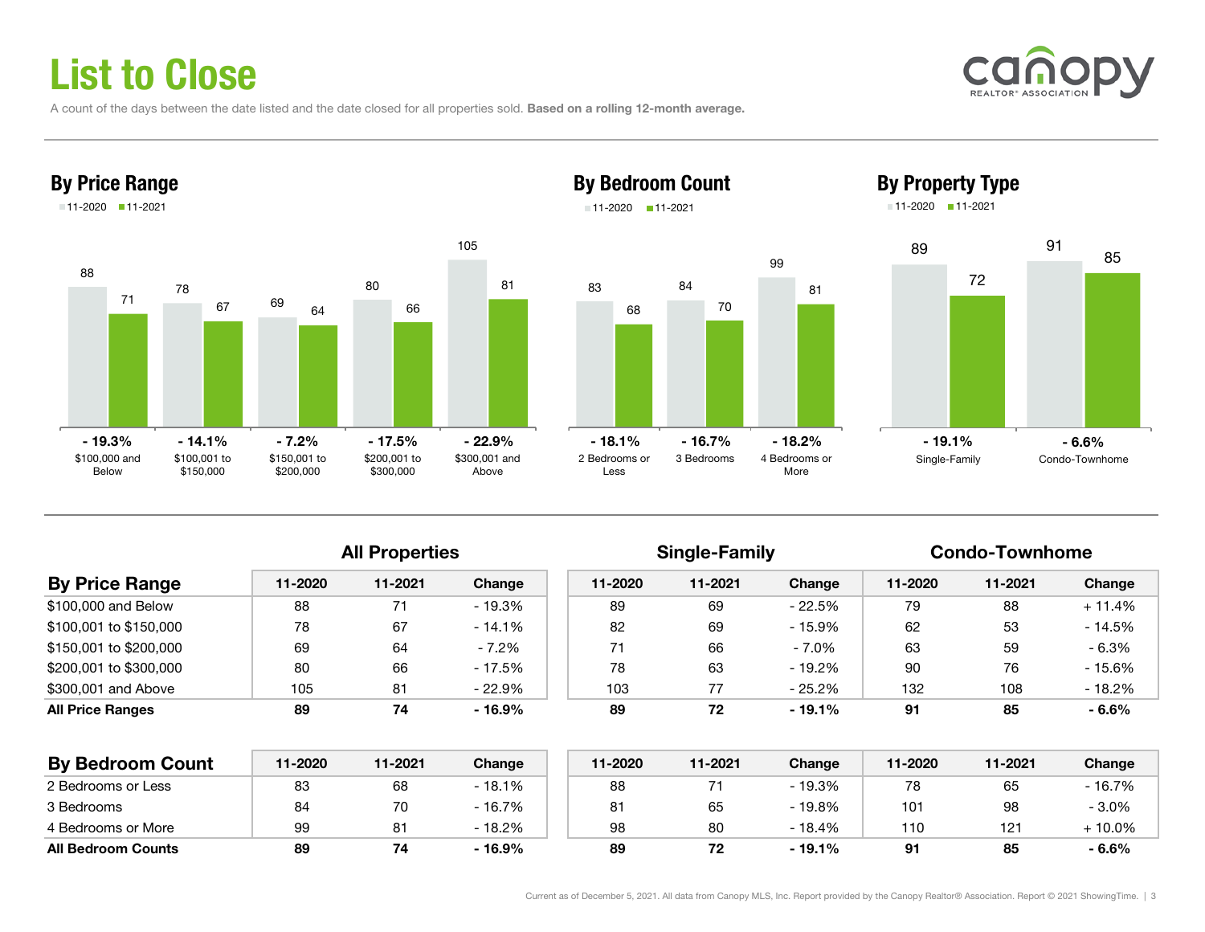# List to Close

A count of the days between the date listed and the date closed for all properties sold. **Based on a rolling 12-month average.**

## By Price Range

11-2020 | 11-2021

| | $100,000 and Below | $100,001 to $150,000 | $150,001 to $200,000 | $200,001 to $300,000 | $300,001 and Above |
|---|---|---|---|---|---|
| 11-2020 | 88 | 78 | 69 | 80 | 105 |
| 11-2021 | 71 | 67 | 64 | 66 | 81 |
| Change | **- 19.3%** | **- 14.1%** | **- 7.2%** | **- 17.5%** | **- 22.9%** |

## By Bedroom Count

11-2020 | 11-2021

| | 2 Bedrooms or Less | 3 Bedrooms | 4 Bedrooms or More |
|---|---|---|---|
| 11-2020 | 83 | 84 | 99 |
| 11-2021 | 68 | 70 | 81 |
| Change | **- 18.1%** | **- 16.7%** | **- 18.2%** |

## By Property Type

11-2020 | 11-2021

| | Single-Family | Condo-Townhome |
|---|---|---|
| 11-2020 | 89 | 91 |
| 11-2021 | 72 | 85 |
| Change | **- 19.1%** | **- 6.6%** |

| | All Properties | | | Single-Family | | | Condo-Townhome | | |
|---|---|---|---|---|---|---|---|---|---|
| **By Price Range** | 11-2020 | 11-2021 | Change | 11-2020 | 11-2021 | Change | 11-2020 | 11-2021 | Change |
| $100,000 and Below | 88 | 71 | - 19.3% | 89 | 69 | - 22.5% | 79 | 88 | + 11.4% |
| $100,001 to $150,000 | 78 | 67 | - 14.1% | 82 | 69 | - 15.9% | 62 | 53 | - 14.5% |
| $150,001 to $200,000 | 69 | 64 | - 7.2% | 71 | 66 | - 7.0% | 63 | 59 | - 6.3% |
| $200,001 to $300,000 | 80 | 66 | - 17.5% | 78 | 63 | - 19.2% | 90 | 76 | - 15.6% |
| $300,001 and Above | 105 | 81 | - 22.9% | 103 | 77 | - 25.2% | 132 | 108 | - 18.2% |
| **All Price Ranges** | **89** | **74** | **- 16.9%** | **89** | **72** | **- 19.1%** | **91** | **85** | **- 6.6%** |

| | All Properties | | | Single-Family | | | Condo-Townhome | | |
|---|---|---|---|---|---|---|---|---|---|
| **By Bedroom Count** | 11-2020 | 11-2021 | Change | 11-2020 | 11-2021 | Change | 11-2020 | 11-2021 | Change |
| 2 Bedrooms or Less | 83 | 68 | - 18.1% | 88 | 71 | - 19.3% | 78 | 65 | - 16.7% |
| 3 Bedrooms | 84 | 70 | - 16.7% | 81 | 65 | - 19.8% | 101 | 98 | - 3.0% |
| 4 Bedrooms or More | 99 | 81 | - 18.2% | 98 | 80 | - 18.4% | 110 | 121 | + 10.0% |
| **All Bedroom Counts** | **89** | **74** | **- 16.9%** | **89** | **72** | **- 19.1%** | **91** | **85** | **- 6.6%** |

Current as of December 5, 2021. All data from Canopy MLS, Inc. Report provided by the Canopy Realtor® Association. Report © 2021 ShowingTime.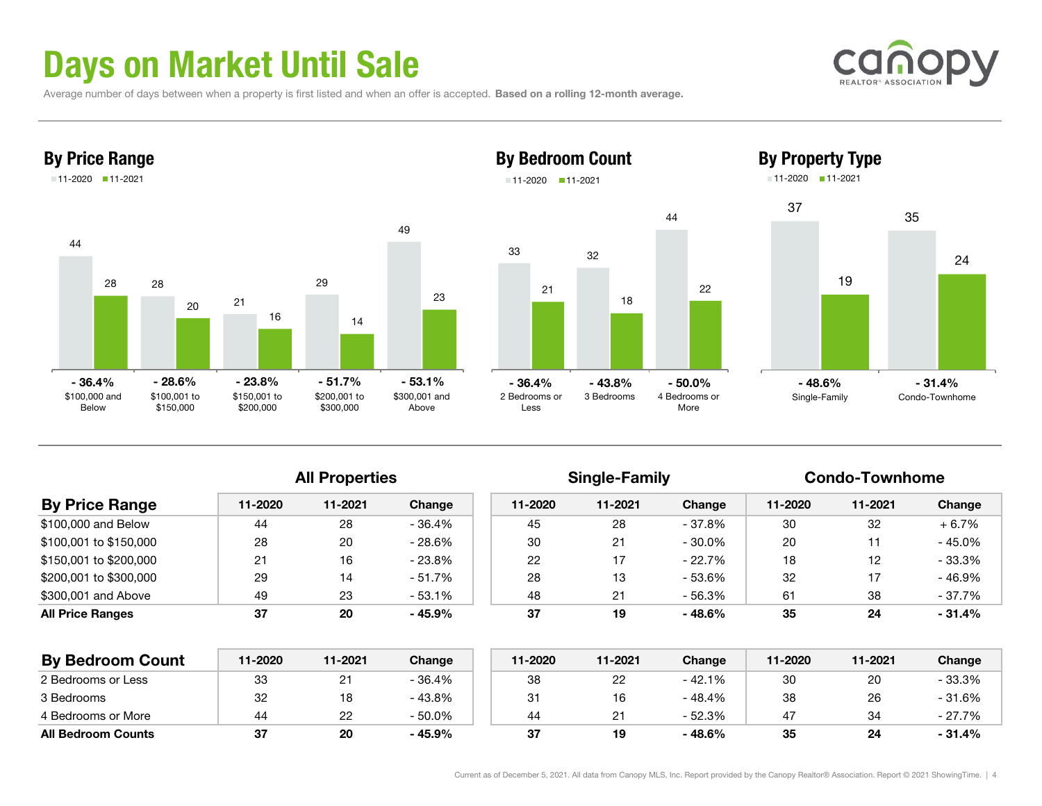# Days on Market Until Sale

Average number of days between when a property is first listed and when an offer is accepted. **Based on a rolling 12-month average.**

## By Price Range

| Price Range | 11-2020 | 11-2021 | Change |
|---|---|---|---|
| $100,000 and Below | 44 | 28 | - 36.4% |
| $100,001 to $150,000 | 28 | 20 | - 28.6% |
| $150,001 to $200,000 | 21 | 16 | - 23.8% |
| $200,001 to $300,000 | 29 | 14 | - 51.7% |
| $300,001 and Above | 49 | 23 | - 53.1% |

## By Bedroom Count

| Bedroom Count | 11-2020 | 11-2021 | Change |
|---|---|---|---|
| 2 Bedrooms or Less | 33 | 21 | - 36.4% |
| 3 Bedrooms | 32 | 18 | - 43.8% |
| 4 Bedrooms or More | 44 | 22 | - 50.0% |

## By Property Type

| Property Type | 11-2020 | 11-2021 | Change |
|---|---|---|---|
| Single-Family | 37 | 19 | - 48.6% |
| Condo-Townhome | 35 | 24 | - 31.4% |

| | All Properties | | | Single-Family | | | Condo-Townhome | | |
|---|---|---|---|---|---|---|---|---|---|
| **By Price Range** | **11-2020** | **11-2021** | **Change** | **11-2020** | **11-2021** | **Change** | **11-2020** | **11-2021** | **Change** |
| $100,000 and Below | 44 | 28 | - 36.4% | 45 | 28 | - 37.8% | 30 | 32 | + 6.7% |
| $100,001 to $150,000 | 28 | 20 | - 28.6% | 30 | 21 | - 30.0% | 20 | 11 | - 45.0% |
| $150,001 to $200,000 | 21 | 16 | - 23.8% | 22 | 17 | - 22.7% | 18 | 12 | - 33.3% |
| $200,001 to $300,000 | 29 | 14 | - 51.7% | 28 | 13 | - 53.6% | 32 | 17 | - 46.9% |
| $300,001 and Above | 49 | 23 | - 53.1% | 48 | 21 | - 56.3% | 61 | 38 | - 37.7% |
| **All Price Ranges** | **37** | **20** | **- 45.9%** | **37** | **19** | **- 48.6%** | **35** | **24** | **- 31.4%** |

| | All Properties | | | Single-Family | | | Condo-Townhome | | |
|---|---|---|---|---|---|---|---|---|---|
| **By Bedroom Count** | **11-2020** | **11-2021** | **Change** | **11-2020** | **11-2021** | **Change** | **11-2020** | **11-2021** | **Change** |
| 2 Bedrooms or Less | 33 | 21 | - 36.4% | 38 | 22 | - 42.1% | 30 | 20 | - 33.3% |
| 3 Bedrooms | 32 | 18 | - 43.8% | 31 | 16 | - 48.4% | 38 | 26 | - 31.6% |
| 4 Bedrooms or More | 44 | 22 | - 50.0% | 44 | 21 | - 52.3% | 47 | 34 | - 27.7% |
| **All Bedroom Counts** | **37** | **20** | **- 45.9%** | **37** | **19** | **- 48.6%** | **35** | **24** | **- 31.4%** |

Current as of December 5, 2021. All data from Canopy MLS, Inc. Report provided by the Canopy Realtor® Association. Report © 2021 ShowingTime.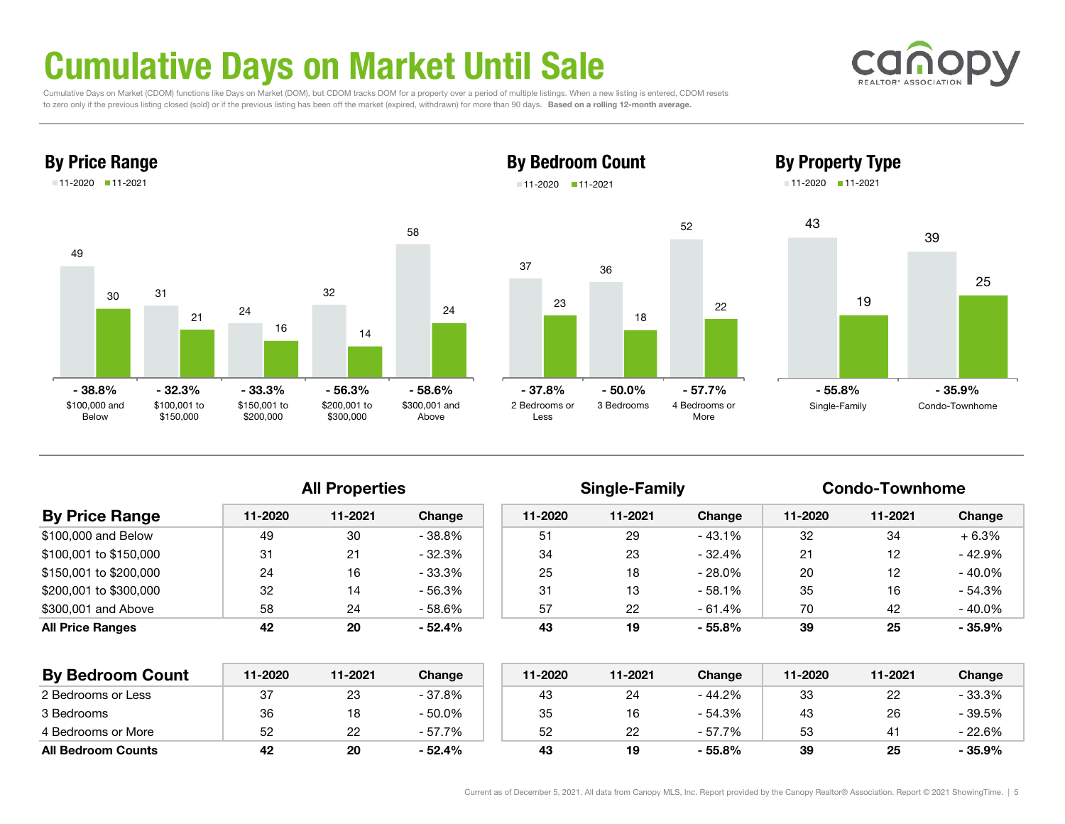# Cumulative Days on Market Until Sale

Cumulative Days on Market (CDOM) functions like Days on Market (DOM), but CDOM tracks DOM for a property over a period of multiple listings. When a new listing is entered, CDOM resets to zero only if the previous listing closed (sold) or if the previous listing has been off the market (expired, withdrawn) for more than 90 days. **Based on a rolling 12-month average.**

## By Price Range

| | 11-2020 | 11-2021 | Change |
|---|---|---|---|
| $100,000 and Below | 49 | 30 | - 38.8% |
| $100,001 to $150,000 | 31 | 21 | - 32.3% |
| $150,001 to $200,000 | 24 | 16 | - 33.3% |
| $200,001 to $300,000 | 32 | 14 | - 56.3% |
| $300,001 and Above | 58 | 24 | - 58.6% |

## By Bedroom Count

| | 11-2020 | 11-2021 | Change |
|---|---|---|---|
| 2 Bedrooms or Less | 37 | 23 | - 37.8% |
| 3 Bedrooms | 36 | 18 | - 50.0% |
| 4 Bedrooms or More | 52 | 22 | - 57.7% |

## By Property Type

| | 11-2020 | 11-2021 | Change |
|---|---|---|---|
| Single-Family | 43 | 19 | - 55.8% |
| Condo-Townhome | 39 | 25 | - 35.9% |

| | All Properties | | | Single-Family | | | Condo-Townhome | | |
|---|---|---|---|---|---|---|---|---|---|
| **By Price Range** | 11-2020 | 11-2021 | Change | 11-2020 | 11-2021 | Change | 11-2020 | 11-2021 | Change |
| $100,000 and Below | 49 | 30 | - 38.8% | 51 | 29 | - 43.1% | 32 | 34 | + 6.3% |
| $100,001 to $150,000 | 31 | 21 | - 32.3% | 34 | 23 | - 32.4% | 21 | 12 | - 42.9% |
| $150,001 to $200,000 | 24 | 16 | - 33.3% | 25 | 18 | - 28.0% | 20 | 12 | - 40.0% |
| $200,001 to $300,000 | 32 | 14 | - 56.3% | 31 | 13 | - 58.1% | 35 | 16 | - 54.3% |
| $300,001 and Above | 58 | 24 | - 58.6% | 57 | 22 | - 61.4% | 70 | 42 | - 40.0% |
| **All Price Ranges** | **42** | **20** | **- 52.4%** | **43** | **19** | **- 55.8%** | **39** | **25** | **- 35.9%** |

| **By Bedroom Count** | 11-2020 | 11-2021 | Change | 11-2020 | 11-2021 | Change | 11-2020 | 11-2021 | Change |
|---|---|---|---|---|---|---|---|---|---|
| 2 Bedrooms or Less | 37 | 23 | - 37.8% | 43 | 24 | - 44.2% | 33 | 22 | - 33.3% |
| 3 Bedrooms | 36 | 18 | - 50.0% | 35 | 16 | - 54.3% | 43 | 26 | - 39.5% |
| 4 Bedrooms or More | 52 | 22 | - 57.7% | 52 | 22 | - 57.7% | 53 | 41 | - 22.6% |
| **All Bedroom Counts** | **42** | **20** | **- 52.4%** | **43** | **19** | **- 55.8%** | **39** | **25** | **- 35.9%** |

Current as of December 5, 2021. All data from Canopy MLS, Inc. Report provided by the Canopy Realtor® Association. Report © 2021 ShowingTime.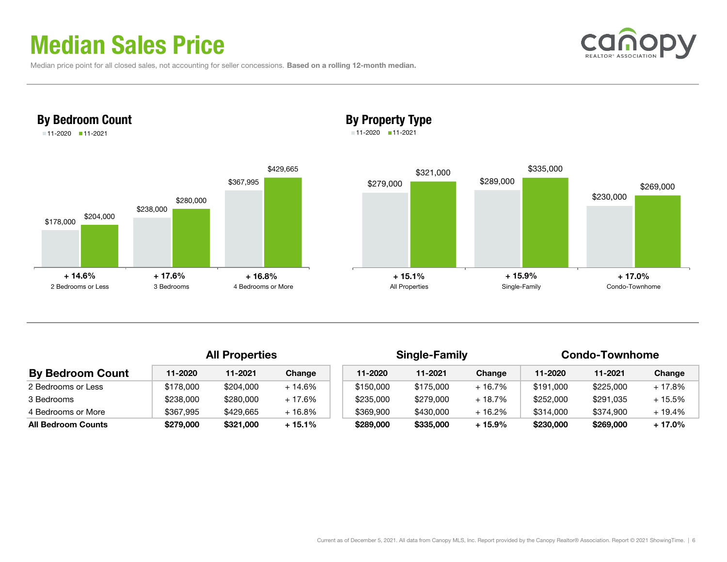# Median Sales Price

Median price point for all closed sales, not accounting for seller concessions. **Based on a rolling 12-month median.**

## By Bedroom Count

11-2020 ■ 11-2021

| | 11-2020 | 11-2021 | Change |
|---|---|---|---|
| 2 Bedrooms or Less | $178,000 | $204,000 | + 14.6% |
| 3 Bedrooms | $238,000 | $280,000 | + 17.6% |
| 4 Bedrooms or More | $367,995 | $429,665 | + 16.8% |

## By Property Type

11-2020 ■ 11-2021

| | 11-2020 | 11-2021 | Change |
|---|---|---|---|
| All Properties | $279,000 | $321,000 | + 15.1% |
| Single-Family | $289,000 | $335,000 | + 15.9% |
| Condo-Townhome | $230,000 | $269,000 | + 17.0% |

| By Bedroom Count | All Properties | | | Single-Family | | | Condo-Townhome | | |
|---|---|---|---|---|---|---|---|---|---|
| | 11-2020 | 11-2021 | Change | 11-2020 | 11-2021 | Change | 11-2020 | 11-2021 | Change |
| 2 Bedrooms or Less | $178,000 | $204,000 | + 14.6% | $150,000 | $175,000 | + 16.7% | $191,000 | $225,000 | + 17.8% |
| 3 Bedrooms | $238,000 | $280,000 | + 17.6% | $235,000 | $279,000 | + 18.7% | $252,000 | $291,035 | + 15.5% |
| 4 Bedrooms or More | $367,995 | $429,665 | + 16.8% | $369,900 | $430,000 | + 16.2% | $314,000 | $374,900 | + 19.4% |
| **All Bedroom Counts** | **$279,000** | **$321,000** | **+ 15.1%** | **$289,000** | **$335,000** | **+ 15.9%** | **$230,000** | **$269,000** | **+ 17.0%** |

Current as of December 5, 2021. All data from Canopy MLS, Inc. Report provided by the Canopy Realtor® Association. Report © 2021 ShowingTime.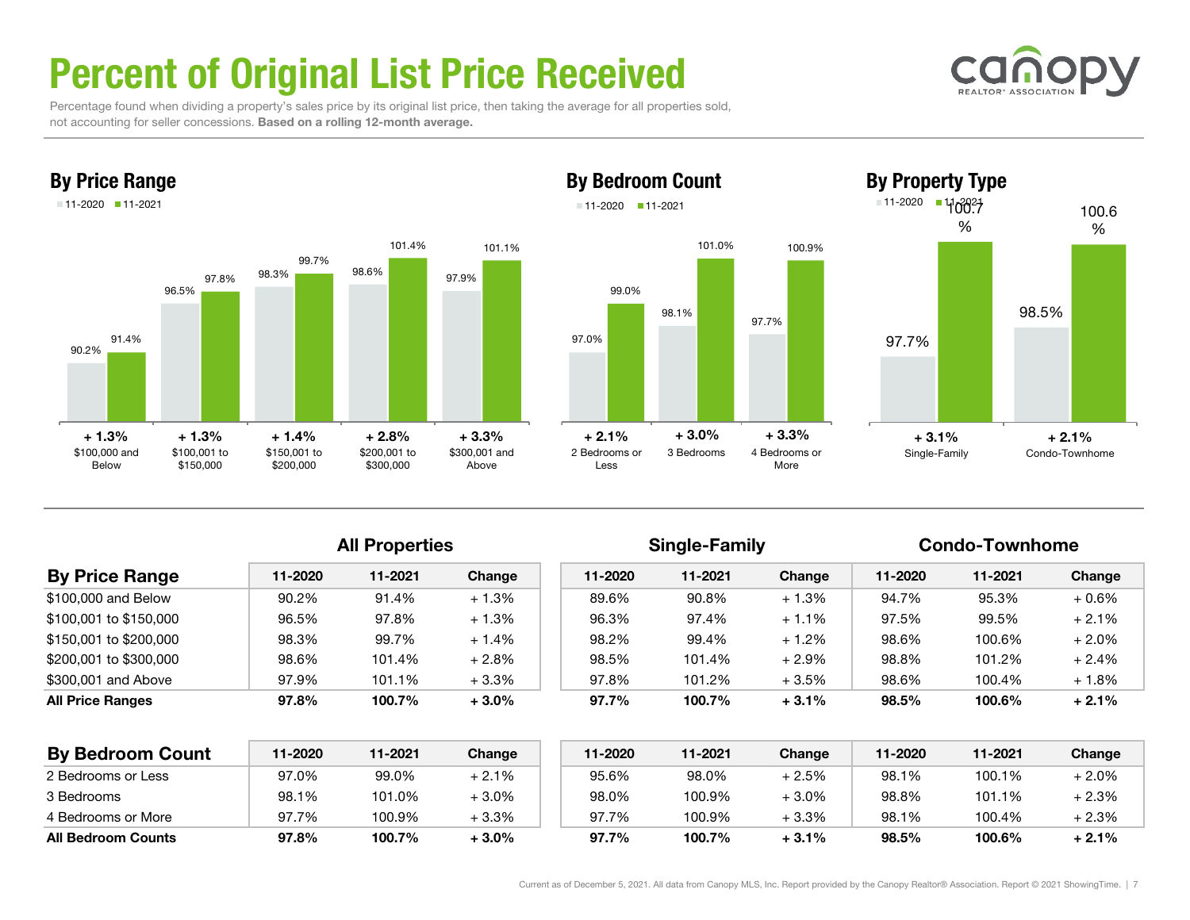# Percent of Original List Price Received

Percentage found when dividing a property's sales price by its original list price, then taking the average for all properties sold, not accounting for seller concessions. **Based on a rolling 12-month average.**

## By Price Range

| | 11-2020 | 11-2021 | Change |
|---|---|---|---|
| $100,000 and Below | 90.2% | 91.4% | + 1.3% |
| $100,001 to $150,000 | 96.5% | 97.8% | + 1.3% |
| $150,001 to $200,000 | 98.3% | 99.7% | + 1.4% |
| $200,001 to $300,000 | 98.6% | 101.4% | + 2.8% |
| $300,001 and Above | 97.9% | 101.1% | + 3.3% |

## By Bedroom Count

| | 11-2020 | 11-2021 | Change |
|---|---|---|---|
| 2 Bedrooms or Less | 97.0% | 99.0% | + 2.1% |
| 3 Bedrooms | 98.1% | 101.0% | + 3.0% |
| 4 Bedrooms or More | 97.7% | 100.9% | + 3.3% |

## By Property Type

| | 11-2020 | 11-2021 | Change |
|---|---|---|---|
| Single-Family | 97.7% | 100.7% | + 3.1% |
| Condo-Townhome | 98.5% | 100.6% | + 2.1% |

| | All Properties | | | Single-Family | | | Condo-Townhome | | |
|---|---|---|---|---|---|---|---|---|---|
| **By Price Range** | 11-2020 | 11-2021 | Change | 11-2020 | 11-2021 | Change | 11-2020 | 11-2021 | Change |
| $100,000 and Below | 90.2% | 91.4% | + 1.3% | 89.6% | 90.8% | + 1.3% | 94.7% | 95.3% | + 0.6% |
| $100,001 to $150,000 | 96.5% | 97.8% | + 1.3% | 96.3% | 97.4% | + 1.1% | 97.5% | 99.5% | + 2.1% |
| $150,001 to $200,000 | 98.3% | 99.7% | + 1.4% | 98.2% | 99.4% | + 1.2% | 98.6% | 100.6% | + 2.0% |
| $200,001 to $300,000 | 98.6% | 101.4% | + 2.8% | 98.5% | 101.4% | + 2.9% | 98.8% | 101.2% | + 2.4% |
| $300,001 and Above | 97.9% | 101.1% | + 3.3% | 97.8% | 101.2% | + 3.5% | 98.6% | 100.4% | + 1.8% |
| **All Price Ranges** | **97.8%** | **100.7%** | **+ 3.0%** | **97.7%** | **100.7%** | **+ 3.1%** | **98.5%** | **100.6%** | **+ 2.1%** |

| **By Bedroom Count** | 11-2020 | 11-2021 | Change | 11-2020 | 11-2021 | Change | 11-2020 | 11-2021 | Change |
|---|---|---|---|---|---|---|---|---|---|
| 2 Bedrooms or Less | 97.0% | 99.0% | + 2.1% | 95.6% | 98.0% | + 2.5% | 98.1% | 100.1% | + 2.0% |
| 3 Bedrooms | 98.1% | 101.0% | + 3.0% | 98.0% | 100.9% | + 3.0% | 98.8% | 101.1% | + 2.3% |
| 4 Bedrooms or More | 97.7% | 100.9% | + 3.3% | 97.7% | 100.9% | + 3.3% | 98.1% | 100.4% | + 2.3% |
| **All Bedroom Counts** | **97.8%** | **100.7%** | **+ 3.0%** | **97.7%** | **100.7%** | **+ 3.1%** | **98.5%** | **100.6%** | **+ 2.1%** |

Current as of December 5, 2021. All data from Canopy MLS, Inc. Report provided by the Canopy Realtor® Association. Report © 2021 ShowingTime.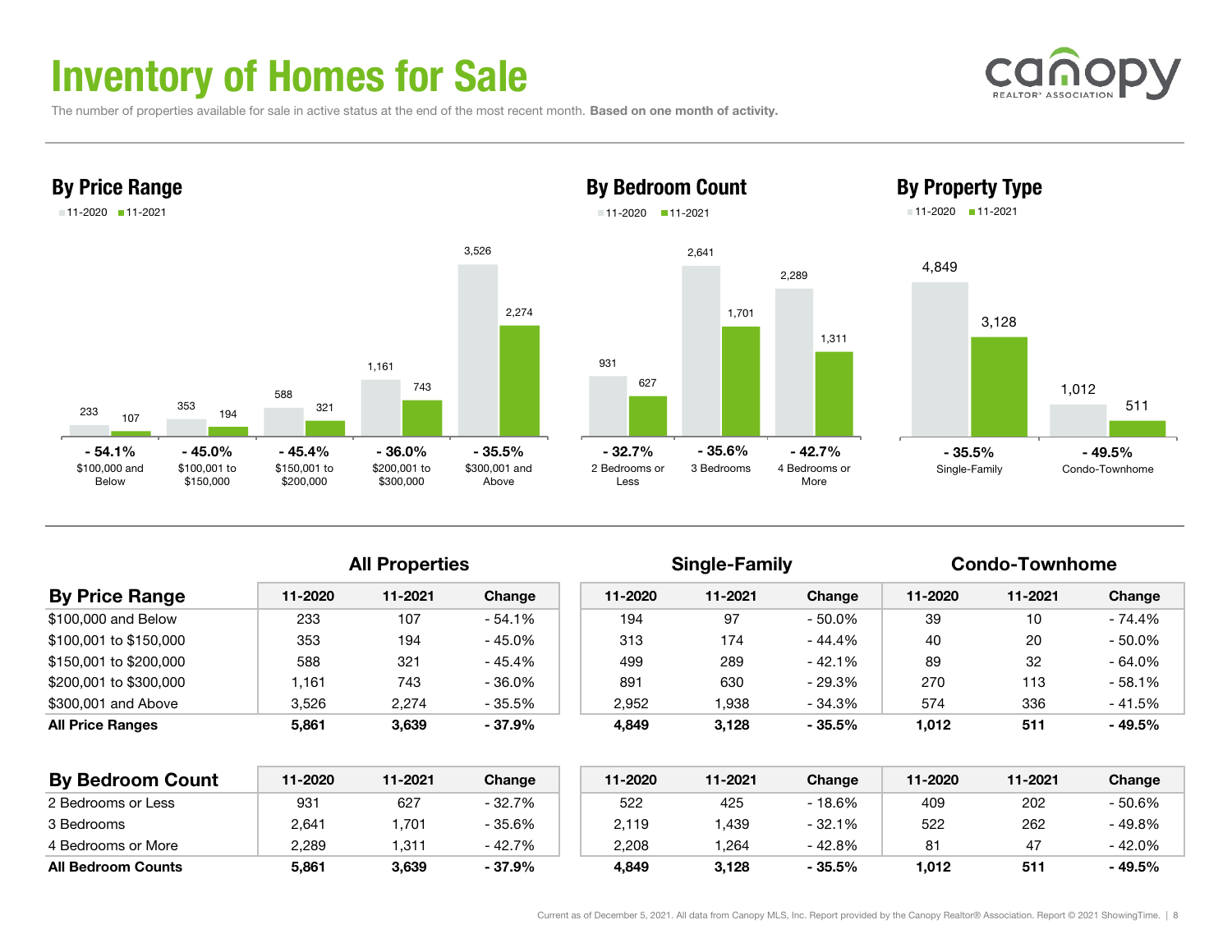# Inventory of Homes for Sale

The number of properties available for sale in active status at the end of the most recent month. **Based on one month of activity.**

## By Price Range

| | 11-2020 | 11-2021 | Change |
|---|---|---|---|
| $100,000 and Below | 233 | 107 | - 54.1% |
| $100,001 to $150,000 | 353 | 194 | - 45.0% |
| $150,001 to $200,000 | 588 | 321 | - 45.4% |
| $200,001 to $300,000 | 1,161 | 743 | - 36.0% |
| $300,001 and Above | 3,526 | 2,274 | - 35.5% |

## By Bedroom Count

| | 11-2020 | 11-2021 | Change |
|---|---|---|---|
| 2 Bedrooms or Less | 931 | 627 | - 32.7% |
| 3 Bedrooms | 2,641 | 1,701 | - 35.6% |
| 4 Bedrooms or More | 2,289 | 1,311 | - 42.7% |

## By Property Type

| | 11-2020 | 11-2021 | Change |
|---|---|---|---|
| Single-Family | 4,849 | 3,128 | - 35.5% |
| Condo-Townhome | 1,012 | 511 | - 49.5% |

| | All Properties | | | Single-Family | | | Condo-Townhome | | |
|---|---|---|---|---|---|---|---|---|---|
| **By Price Range** | 11-2020 | 11-2021 | Change | 11-2020 | 11-2021 | Change | 11-2020 | 11-2021 | Change |
| $100,000 and Below | 233 | 107 | - 54.1% | 194 | 97 | - 50.0% | 39 | 10 | - 74.4% |
| $100,001 to $150,000 | 353 | 194 | - 45.0% | 313 | 174 | - 44.4% | 40 | 20 | - 50.0% |
| $150,001 to $200,000 | 588 | 321 | - 45.4% | 499 | 289 | - 42.1% | 89 | 32 | - 64.0% |
| $200,001 to $300,000 | 1,161 | 743 | - 36.0% | 891 | 630 | - 29.3% | 270 | 113 | - 58.1% |
| $300,001 and Above | 3,526 | 2,274 | - 35.5% | 2,952 | 1,938 | - 34.3% | 574 | 336 | - 41.5% |
| **All Price Ranges** | **5,861** | **3,639** | **- 37.9%** | **4,849** | **3,128** | **- 35.5%** | **1,012** | **511** | **- 49.5%** |

| | All Properties | | | Single-Family | | | Condo-Townhome | | |
|---|---|---|---|---|---|---|---|---|---|
| **By Bedroom Count** | 11-2020 | 11-2021 | Change | 11-2020 | 11-2021 | Change | 11-2020 | 11-2021 | Change |
| 2 Bedrooms or Less | 931 | 627 | - 32.7% | 522 | 425 | - 18.6% | 409 | 202 | - 50.6% |
| 3 Bedrooms | 2,641 | 1,701 | - 35.6% | 2,119 | 1,439 | - 32.1% | 522 | 262 | - 49.8% |
| 4 Bedrooms or More | 2,289 | 1,311 | - 42.7% | 2,208 | 1,264 | - 42.8% | 81 | 47 | - 42.0% |
| **All Bedroom Counts** | **5,861** | **3,639** | **- 37.9%** | **4,849** | **3,128** | **- 35.5%** | **1,012** | **511** | **- 49.5%** |

Current as of December 5, 2021. All data from Canopy MLS, Inc. Report provided by the Canopy Realtor® Association. Report © 2021 ShowingTime.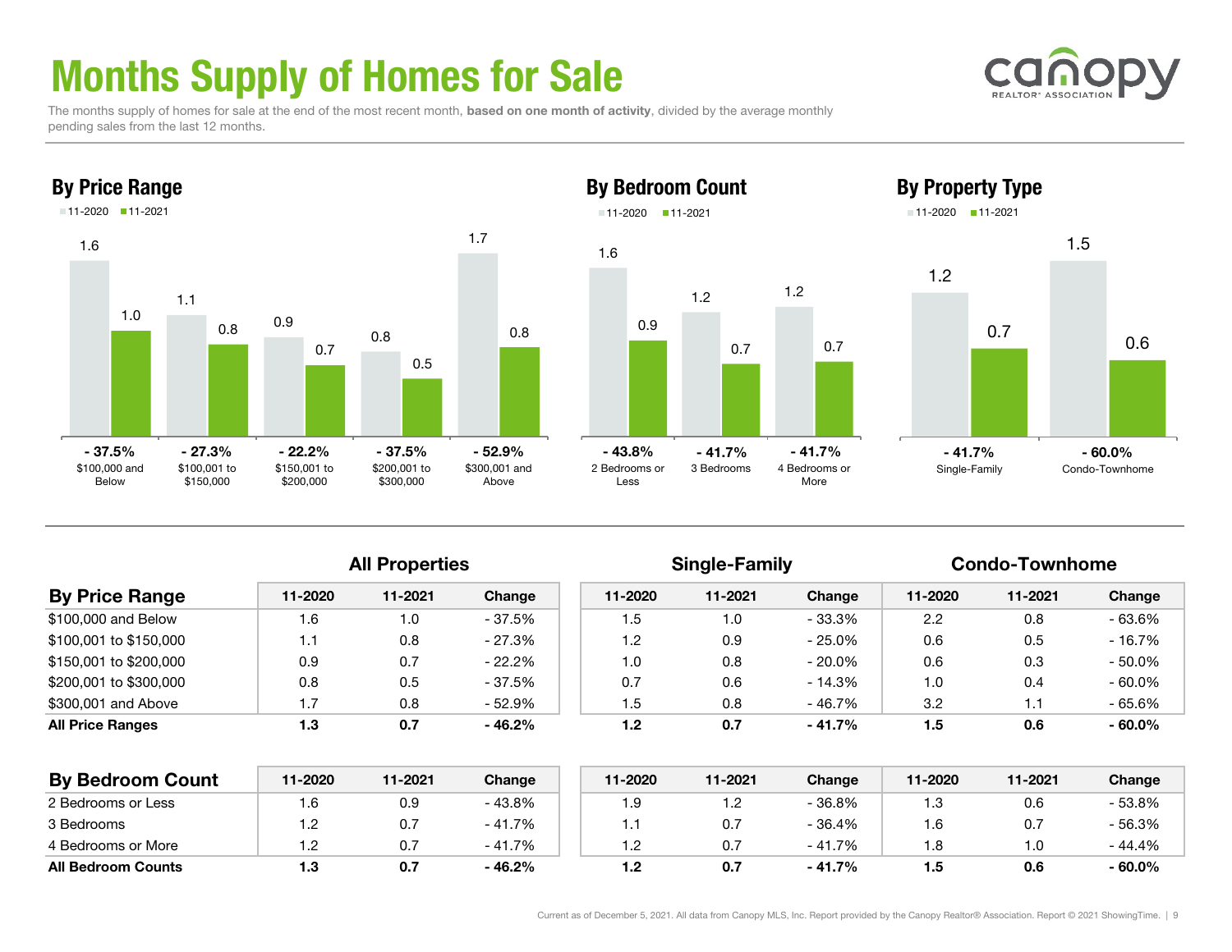# Months Supply of Homes for Sale

The months supply of homes for sale at the end of the most recent month, **based on one month of activity**, divided by the average monthly pending sales from the last 12 months.

## By Price Range

| | 11-2020 | 11-2021 | Change |
|---|---|---|---|
| $100,000 and Below | 1.6 | 1.0 | - 37.5% |
| $100,001 to $150,000 | 1.1 | 0.8 | - 27.3% |
| $150,001 to $200,000 | 0.9 | 0.7 | - 22.2% |
| $200,001 to $300,000 | 0.8 | 0.5 | - 37.5% |
| $300,001 and Above | 1.7 | 0.8 | - 52.9% |

## By Bedroom Count

| | 11-2020 | 11-2021 | Change |
|---|---|---|---|
| 2 Bedrooms or Less | 1.6 | 0.9 | - 43.8% |
| 3 Bedrooms | 1.2 | 0.7 | - 41.7% |
| 4 Bedrooms or More | 1.2 | 0.7 | - 41.7% |

## By Property Type

| | 11-2020 | 11-2021 | Change |
|---|---|---|---|
| Single-Family | 1.2 | 0.7 | - 41.7% |
| Condo-Townhome | 1.5 | 0.6 | - 60.0% |

| | All Properties | | | Single-Family | | | Condo-Townhome | | |
|---|---|---|---|---|---|---|---|---|---|
| **By Price Range** | 11-2020 | 11-2021 | Change | 11-2020 | 11-2021 | Change | 11-2020 | 11-2021 | Change |
| $100,000 and Below | 1.6 | 1.0 | - 37.5% | 1.5 | 1.0 | - 33.3% | 2.2 | 0.8 | - 63.6% |
| $100,001 to $150,000 | 1.1 | 0.8 | - 27.3% | 1.2 | 0.9 | - 25.0% | 0.6 | 0.5 | - 16.7% |
| $150,001 to $200,000 | 0.9 | 0.7 | - 22.2% | 1.0 | 0.8 | - 20.0% | 0.6 | 0.3 | - 50.0% |
| $200,001 to $300,000 | 0.8 | 0.5 | - 37.5% | 0.7 | 0.6 | - 14.3% | 1.0 | 0.4 | - 60.0% |
| $300,001 and Above | 1.7 | 0.8 | - 52.9% | 1.5 | 0.8 | - 46.7% | 3.2 | 1.1 | - 65.6% |
| **All Price Ranges** | **1.3** | **0.7** | **- 46.2%** | **1.2** | **0.7** | **- 41.7%** | **1.5** | **0.6** | **- 60.0%** |

| **By Bedroom Count** | 11-2020 | 11-2021 | Change | 11-2020 | 11-2021 | Change | 11-2020 | 11-2021 | Change |
|---|---|---|---|---|---|---|---|---|---|
| 2 Bedrooms or Less | 1.6 | 0.9 | - 43.8% | 1.9 | 1.2 | - 36.8% | 1.3 | 0.6 | - 53.8% |
| 3 Bedrooms | 1.2 | 0.7 | - 41.7% | 1.1 | 0.7 | - 36.4% | 1.6 | 0.7 | - 56.3% |
| 4 Bedrooms or More | 1.2 | 0.7 | - 41.7% | 1.2 | 0.7 | - 41.7% | 1.8 | 1.0 | - 44.4% |
| **All Bedroom Counts** | **1.3** | **0.7** | **- 46.2%** | **1.2** | **0.7** | **- 41.7%** | **1.5** | **0.6** | **- 60.0%** |

Current as of December 5, 2021. All data from Canopy MLS, Inc. Report provided by the Canopy Realtor® Association. Report © 2021 ShowingTime.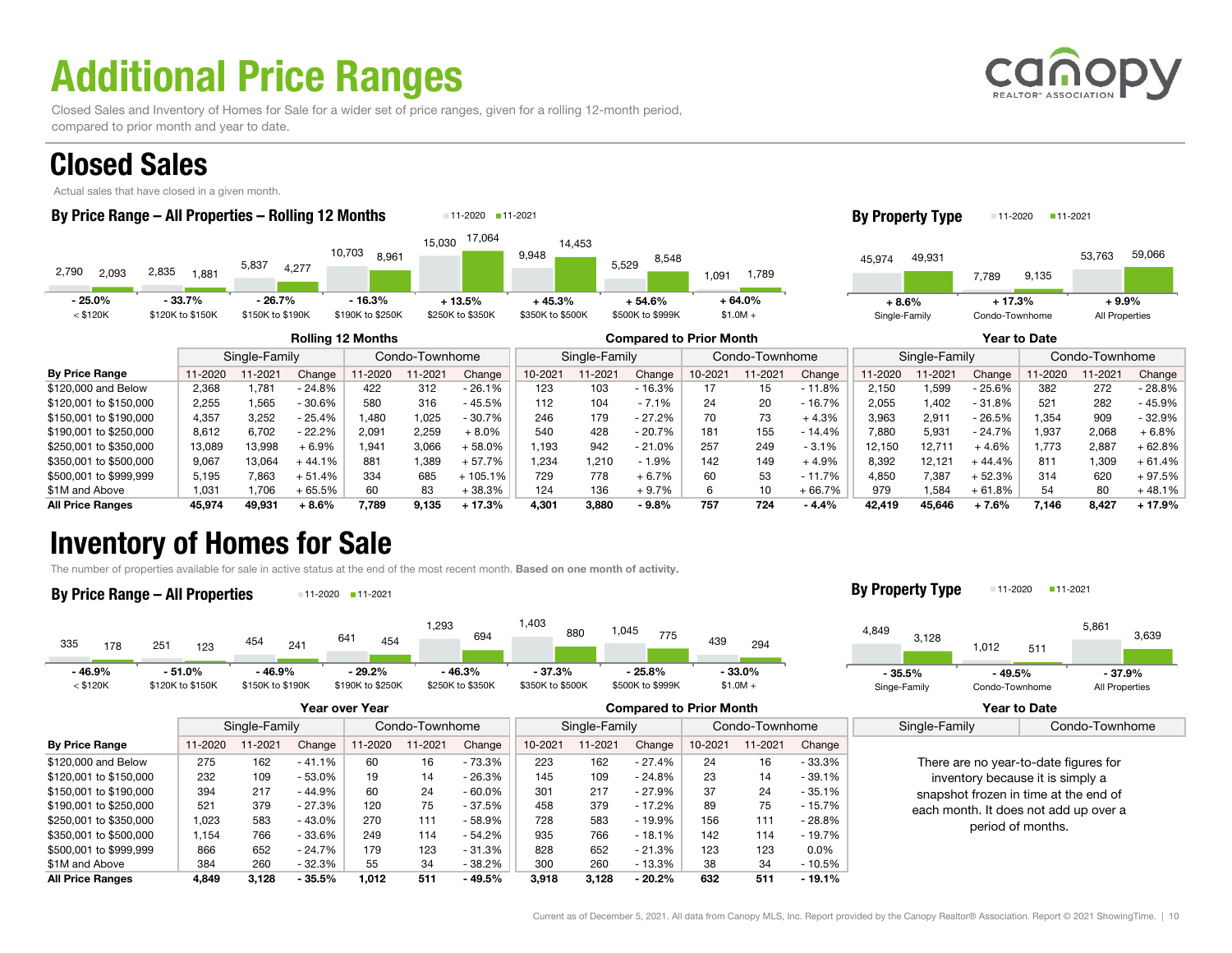# Additional Price Ranges

Closed Sales and Inventory of Homes for Sale for a wider set of price ranges, given for a rolling 12-month period, compared to prior month and year to date.

## Closed Sales

Actual sales that have closed in a given month.

### By Price Range – All Properties – Rolling 12 Months

11-2020 ■11-2021

2,790 2,093
- 25.0%
< $120K

2,835 1,881
- 33.7%
$120K to $150K

5,837 4,277
- 26.7%
$150K to $190K

10,703 8,961
- 16.3%
$190K to $250K

15,030 17,064
+ 13.5%
$250K to $350K

9,948 14,453
+ 45.3%
$350K to $500K

5,529 8,548
+ 54.6%
$500K to $999K

1,091 1,789
+ 64.0%
$1.0M +

### By Property Type

11-2020 ■11-2021

45,974 49,931
+ 8.6%
Single-Family

7,789 9,135
+ 17.3%
Condo-Townhome

53,763 59,066
+ 9.9%
All Properties

#### Rolling 12 Months

| By Price Range | Single-Family | | | Condo-Townhome | | |
|---|---|---|---|---|---|---|
| | 11-2020 | 11-2021 | Change | 11-2020 | 11-2021 | Change |
| $120,000 and Below | 2,368 | 1,781 | - 24.8% | 422 | 312 | - 26.1% |
| $120,001 to $150,000 | 2,255 | 1,565 | - 30.6% | 580 | 316 | - 45.5% |
| $150,001 to $190,000 | 4,357 | 3,252 | - 25.4% | 1,480 | 1,025 | - 30.7% |
| $190,001 to $250,000 | 8,612 | 6,702 | - 22.2% | 2,091 | 2,259 | + 8.0% |
| $250,001 to $350,000 | 13,089 | 13,998 | + 6.9% | 1,941 | 3,066 | + 58.0% |
| $350,001 to $500,000 | 9,067 | 13,064 | + 44.1% | 881 | 1,389 | + 57.7% |
| $500,001 to $999,999 | 5,195 | 7,863 | + 51.4% | 334 | 685 | + 105.1% |
| $1M and Above | 1,031 | 1,706 | + 65.5% | 60 | 83 | + 38.3% |
| **All Price Ranges** | **45,974** | **49,931** | **+ 8.6%** | **7,789** | **9,135** | **+ 17.3%** |

#### Compared to Prior Month

| By Price Range | Single-Family | | | Condo-Townhome | | |
|---|---|---|---|---|---|---|
| | 10-2021 | 11-2021 | Change | 10-2021 | 11-2021 | Change |
| $120,000 and Below | 123 | 103 | - 16.3% | 17 | 15 | - 11.8% |
| $120,001 to $150,000 | 112 | 104 | - 7.1% | 24 | 20 | - 16.7% |
| $150,001 to $190,000 | 246 | 179 | - 27.2% | 70 | 73 | + 4.3% |
| $190,001 to $250,000 | 540 | 428 | - 20.7% | 181 | 155 | - 14.4% |
| $250,001 to $350,000 | 1,193 | 942 | - 21.0% | 257 | 249 | - 3.1% |
| $350,001 to $500,000 | 1,234 | 1,210 | - 1.9% | 142 | 149 | + 4.9% |
| $500,001 to $999,999 | 729 | 778 | + 6.7% | 60 | 53 | - 11.7% |
| $1M and Above | 124 | 136 | + 9.7% | 6 | 10 | + 66.7% |
| **All Price Ranges** | **4,301** | **3,880** | **- 9.8%** | **757** | **724** | **- 4.4%** |

#### Year to Date

| By Price Range | Single-Family | | | Condo-Townhome | | |
|---|---|---|---|---|---|---|
| | 11-2020 | 11-2021 | Change | 11-2020 | 11-2021 | Change |
| $120,000 and Below | 2,150 | 1,599 | - 25.6% | 382 | 272 | - 28.8% |
| $120,001 to $150,000 | 2,055 | 1,402 | - 31.8% | 521 | 282 | - 45.9% |
| $150,001 to $190,000 | 3,963 | 2,911 | - 26.5% | 1,354 | 909 | - 32.9% |
| $190,001 to $250,000 | 7,880 | 5,931 | - 24.7% | 1,937 | 2,068 | + 6.8% |
| $250,001 to $350,000 | 12,150 | 12,711 | + 4.6% | 1,773 | 2,887 | + 62.8% |
| $350,001 to $500,000 | 8,392 | 12,121 | + 44.4% | 811 | 1,309 | + 61.4% |
| $500,001 to $999,999 | 4,850 | 7,387 | + 52.3% | 314 | 620 | + 97.5% |
| $1M and Above | 979 | 1,584 | + 61.8% | 54 | 80 | + 48.1% |
| **All Price Ranges** | **42,419** | **45,646** | **+ 7.6%** | **7,146** | **8,427** | **+ 17.9%** |

## Inventory of Homes for Sale

The number of properties available for sale in active status at the end of the most recent month. **Based on one month of activity.**

### By Price Range – All Properties

11-2020 ■11-2021

335 178
- 46.9%
< $120K

251 123
- 51.0%
$120K to $150K

454 241
- 46.9%
$150K to $190K

641 454
- 29.2%
$190K to $250K

1,293 694
- 46.3%
$250K to $350K

1,403 880
- 37.3%
$350K to $500K

1,045 775
- 25.8%
$500K to $999K

439 294
- 33.0%
$1.0M +

### By Property Type

11-2020 ■11-2021

4,849 3,128
- 35.5%
Singe-Family

1,012 511
- 49.5%
Condo-Townhome

5,861 3,639
- 37.9%
All Properties

#### Year over Year

| By Price Range | Single-Family | | | Condo-Townhome | | |
|---|---|---|---|---|---|---|
| | 11-2020 | 11-2021 | Change | 11-2020 | 11-2021 | Change |
| $120,000 and Below | 275 | 162 | - 41.1% | 60 | 16 | - 73.3% |
| $120,001 to $150,000 | 232 | 109 | - 53.0% | 19 | 14 | - 26.3% |
| $150,001 to $190,000 | 394 | 217 | - 44.9% | 60 | 24 | - 60.0% |
| $190,001 to $250,000 | 521 | 379 | - 27.3% | 120 | 75 | - 37.5% |
| $250,001 to $350,000 | 1,023 | 583 | - 43.0% | 270 | 111 | - 58.9% |
| $350,001 to $500,000 | 1,154 | 766 | - 33.6% | 249 | 114 | - 54.2% |
| $500,001 to $999,999 | 866 | 652 | - 24.7% | 179 | 123 | - 31.3% |
| $1M and Above | 384 | 260 | - 32.3% | 55 | 34 | - 38.2% |
| **All Price Ranges** | **4,849** | **3,128** | **- 35.5%** | **1,012** | **511** | **- 49.5%** |

#### Compared to Prior Month

| By Price Range | Single-Family | | | Condo-Townhome | | |
|---|---|---|---|---|---|---|
| | 10-2021 | 11-2021 | Change | 10-2021 | 11-2021 | Change |
| $120,000 and Below | 223 | 162 | - 27.4% | 24 | 16 | - 33.3% |
| $120,001 to $150,000 | 145 | 109 | - 24.8% | 23 | 14 | - 39.1% |
| $150,001 to $190,000 | 301 | 217 | - 27.9% | 37 | 24 | - 35.1% |
| $190,001 to $250,000 | 458 | 379 | - 17.2% | 89 | 75 | - 15.7% |
| $250,001 to $350,000 | 728 | 583 | - 19.9% | 156 | 111 | - 28.8% |
| $350,001 to $500,000 | 935 | 766 | - 18.1% | 142 | 114 | - 19.7% |
| $500,001 to $999,999 | 828 | 652 | - 21.3% | 123 | 123 | 0.0% |
| $1M and Above | 300 | 260 | - 13.3% | 38 | 34 | - 10.5% |
| **All Price Ranges** | **3,918** | **3,128** | **- 20.2%** | **632** | **511** | **- 19.1%** |

#### Year to Date

| Single-Family | Condo-Townhome |
|---|---|

There are no year-to-date figures for inventory because it is simply a snapshot frozen in time at the end of each month. It does not add up over a period of months.

Current as of December 5, 2021. All data from Canopy MLS, Inc. Report provided by the Canopy Realtor® Association. Report © 2021 ShowingTime.